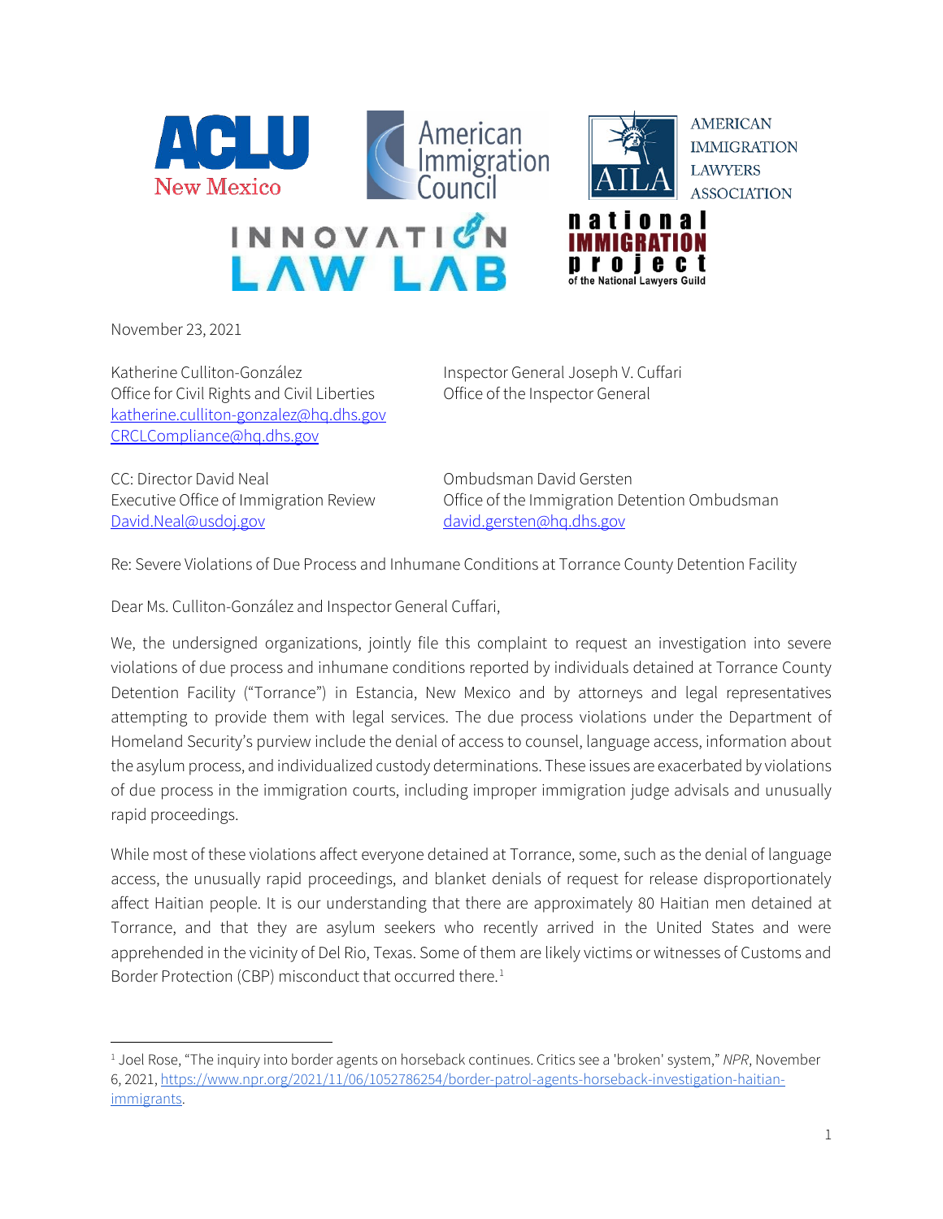November 23, 2021

Katherine Culliton-González
Office for Civil Rights and Civil Liberties
katherine.culliton-gonzalez@hq.dhs.gov
CRCLCompliance@hq.dhs.gov

Inspector General Joseph V. Cuffari
Office of the Inspector General

CC: Director David Neal
Executive Office of Immigration Review
David.Neal@usdoj.gov

Ombudsman David Gersten
Office of the Immigration Detention Ombudsman
david.gersten@hq.dhs.gov

Re: Severe Violations of Due Process and Inhumane Conditions at Torrance County Detention Facility

Dear Ms. Culliton-González and Inspector General Cuffari,

We, the undersigned organizations, jointly file this complaint to request an investigation into severe violations of due process and inhumane conditions reported by individuals detained at Torrance County Detention Facility ("Torrance") in Estancia, New Mexico and by attorneys and legal representatives attempting to provide them with legal services. The due process violations under the Department of Homeland Security's purview include the denial of access to counsel, language access, information about the asylum process, and individualized custody determinations. These issues are exacerbated by violations of due process in the immigration courts, including improper immigration judge advisals and unusually rapid proceedings.

While most of these violations affect everyone detained at Torrance, some, such as the denial of language access, the unusually rapid proceedings, and blanket denials of request for release disproportionately affect Haitian people. It is our understanding that there are approximately 80 Haitian men detained at Torrance, and that they are asylum seekers who recently arrived in the United States and were apprehended in the vicinity of Del Rio, Texas. Some of them are likely victims or witnesses of Customs and Border Protection (CBP) misconduct that occurred there.[1]

---

[1] Joel Rose, "The inquiry into border agents on horseback continues. Critics see a 'broken' system," *NPR*, November 6, 2021, https://www.npr.org/2021/11/06/1052786254/border-patrol-agents-horseback-investigation-haitian-immigrants.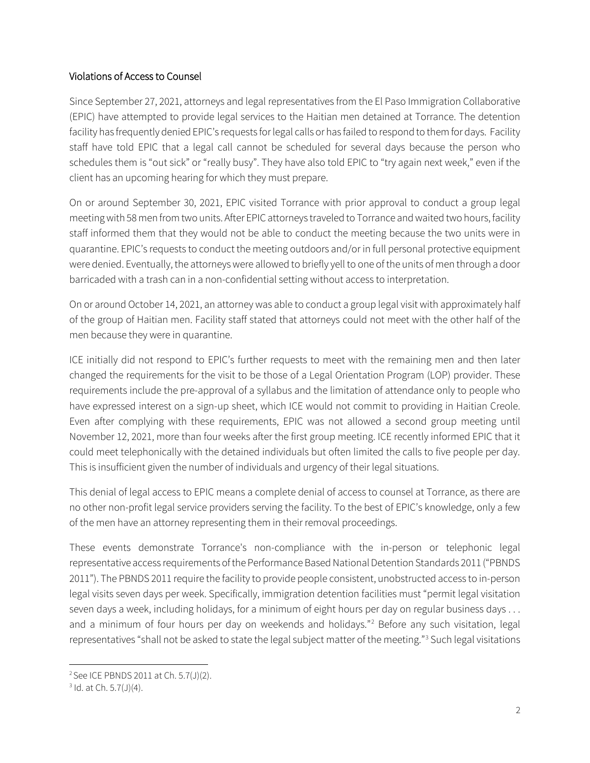## Violations of Access to Counsel

Since September 27, 2021, attorneys and legal representatives from the El Paso Immigration Collaborative (EPIC) have attempted to provide legal services to the Haitian men detained at Torrance. The detention facility has frequently denied EPIC's requests for legal calls or has failed to respond to them for days. Facility staff have told EPIC that a legal call cannot be scheduled for several days because the person who schedules them is "out sick" or "really busy". They have also told EPIC to "try again next week," even if the client has an upcoming hearing for which they must prepare.

On or around September 30, 2021, EPIC visited Torrance with prior approval to conduct a group legal meeting with 58 men from two units. After EPIC attorneys traveled to Torrance and waited two hours, facility staff informed them that they would not be able to conduct the meeting because the two units were in quarantine. EPIC's requests to conduct the meeting outdoors and/or in full personal protective equipment were denied. Eventually, the attorneys were allowed to briefly yell to one of the units of men through a door barricaded with a trash can in a non-confidential setting without access to interpretation.

On or around October 14, 2021, an attorney was able to conduct a group legal visit with approximately half of the group of Haitian men. Facility staff stated that attorneys could not meet with the other half of the men because they were in quarantine.

ICE initially did not respond to EPIC's further requests to meet with the remaining men and then later changed the requirements for the visit to be those of a Legal Orientation Program (LOP) provider. These requirements include the pre-approval of a syllabus and the limitation of attendance only to people who have expressed interest on a sign-up sheet, which ICE would not commit to providing in Haitian Creole. Even after complying with these requirements, EPIC was not allowed a second group meeting until November 12, 2021, more than four weeks after the first group meeting. ICE recently informed EPIC that it could meet telephonically with the detained individuals but often limited the calls to five people per day. This is insufficient given the number of individuals and urgency of their legal situations.

This denial of legal access to EPIC means a complete denial of access to counsel at Torrance, as there are no other non-profit legal service providers serving the facility. To the best of EPIC's knowledge, only a few of the men have an attorney representing them in their removal proceedings.

These events demonstrate Torrance's non-compliance with the in-person or telephonic legal representative access requirements of the Performance Based National Detention Standards 2011 ("PBNDS 2011"). The PBNDS 2011 require the facility to provide people consistent, unobstructed access to in-person legal visits seven days per week. Specifically, immigration detention facilities must "permit legal visitation seven days a week, including holidays, for a minimum of eight hours per day on regular business days . . . and a minimum of four hours per day on weekends and holidays."[2] Before any such visitation, legal representatives "shall not be asked to state the legal subject matter of the meeting."[3] Such legal visitations

[2] See ICE PBNDS 2011 at Ch. 5.7(J)(2).

[3] Id. at Ch. 5.7(J)(4).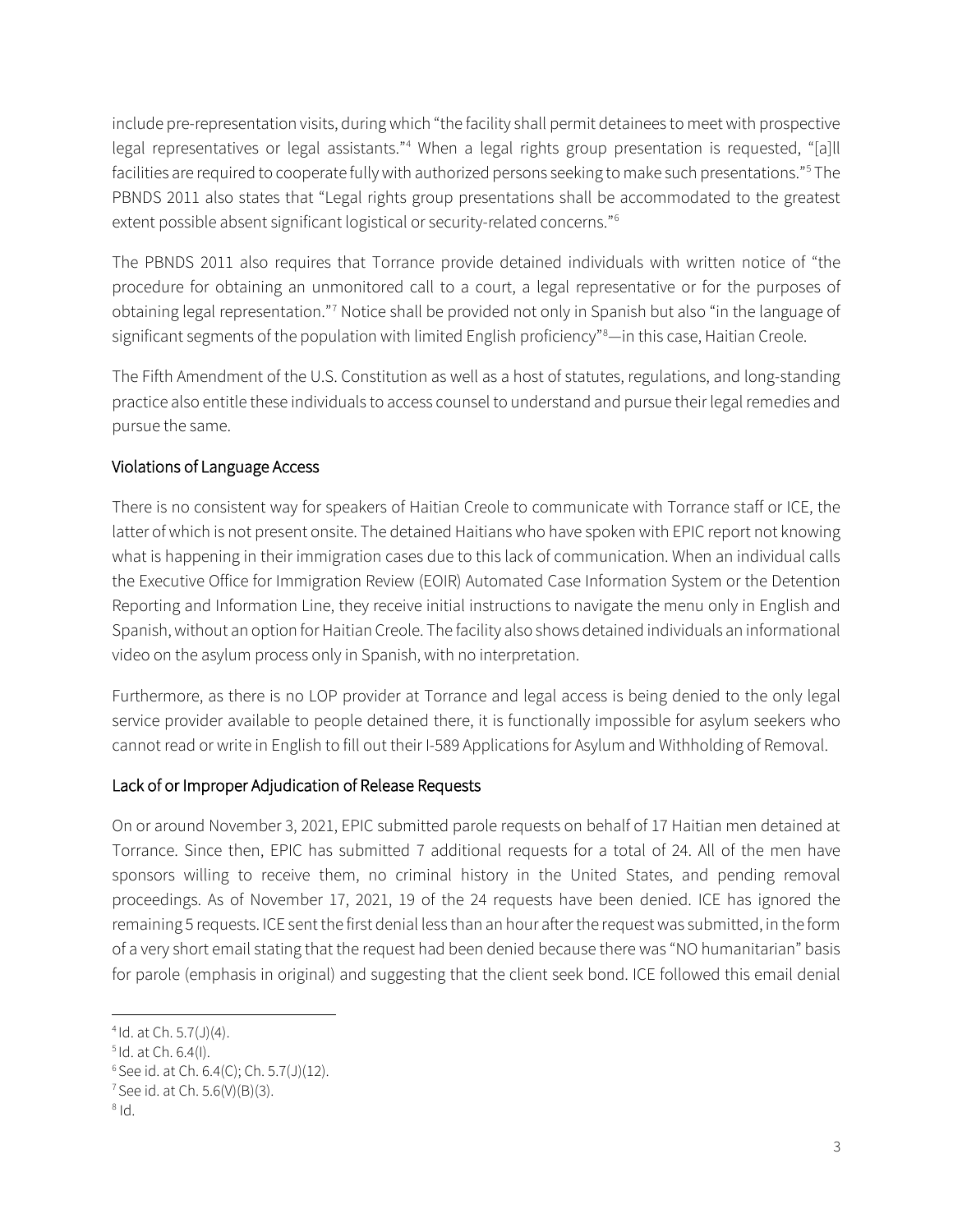include pre-representation visits, during which "the facility shall permit detainees to meet with prospective legal representatives or legal assistants."[4] When a legal rights group presentation is requested, "[a]ll facilities are required to cooperate fully with authorized persons seeking to make such presentations."[5] The PBNDS 2011 also states that "Legal rights group presentations shall be accommodated to the greatest extent possible absent significant logistical or security-related concerns."[6]

The PBNDS 2011 also requires that Torrance provide detained individuals with written notice of "the procedure for obtaining an unmonitored call to a court, a legal representative or for the purposes of obtaining legal representation."[7] Notice shall be provided not only in Spanish but also "in the language of significant segments of the population with limited English proficiency"[8]—in this case, Haitian Creole.

The Fifth Amendment of the U.S. Constitution as well as a host of statutes, regulations, and long-standing practice also entitle these individuals to access counsel to understand and pursue their legal remedies and pursue the same.

## Violations of Language Access

There is no consistent way for speakers of Haitian Creole to communicate with Torrance staff or ICE, the latter of which is not present onsite. The detained Haitians who have spoken with EPIC report not knowing what is happening in their immigration cases due to this lack of communication. When an individual calls the Executive Office for Immigration Review (EOIR) Automated Case Information System or the Detention Reporting and Information Line, they receive initial instructions to navigate the menu only in English and Spanish, without an option for Haitian Creole. The facility also shows detained individuals an informational video on the asylum process only in Spanish, with no interpretation.

Furthermore, as there is no LOP provider at Torrance and legal access is being denied to the only legal service provider available to people detained there, it is functionally impossible for asylum seekers who cannot read or write in English to fill out their I-589 Applications for Asylum and Withholding of Removal.

## Lack of or Improper Adjudication of Release Requests

On or around November 3, 2021, EPIC submitted parole requests on behalf of 17 Haitian men detained at Torrance. Since then, EPIC has submitted 7 additional requests for a total of 24. All of the men have sponsors willing to receive them, no criminal history in the United States, and pending removal proceedings. As of November 17, 2021, 19 of the 24 requests have been denied. ICE has ignored the remaining 5 requests. ICE sent the first denial less than an hour after the request was submitted, in the form of a very short email stating that the request had been denied because there was "NO humanitarian" basis for parole (emphasis in original) and suggesting that the client seek bond. ICE followed this email denial

---

[4] Id. at Ch. 5.7(J)(4).

[5] Id. at Ch. 6.4(I).

[6] See id. at Ch. 6.4(C); Ch. 5.7(J)(12).

[7] See id. at Ch. 5.6(V)(B)(3).

[8] Id.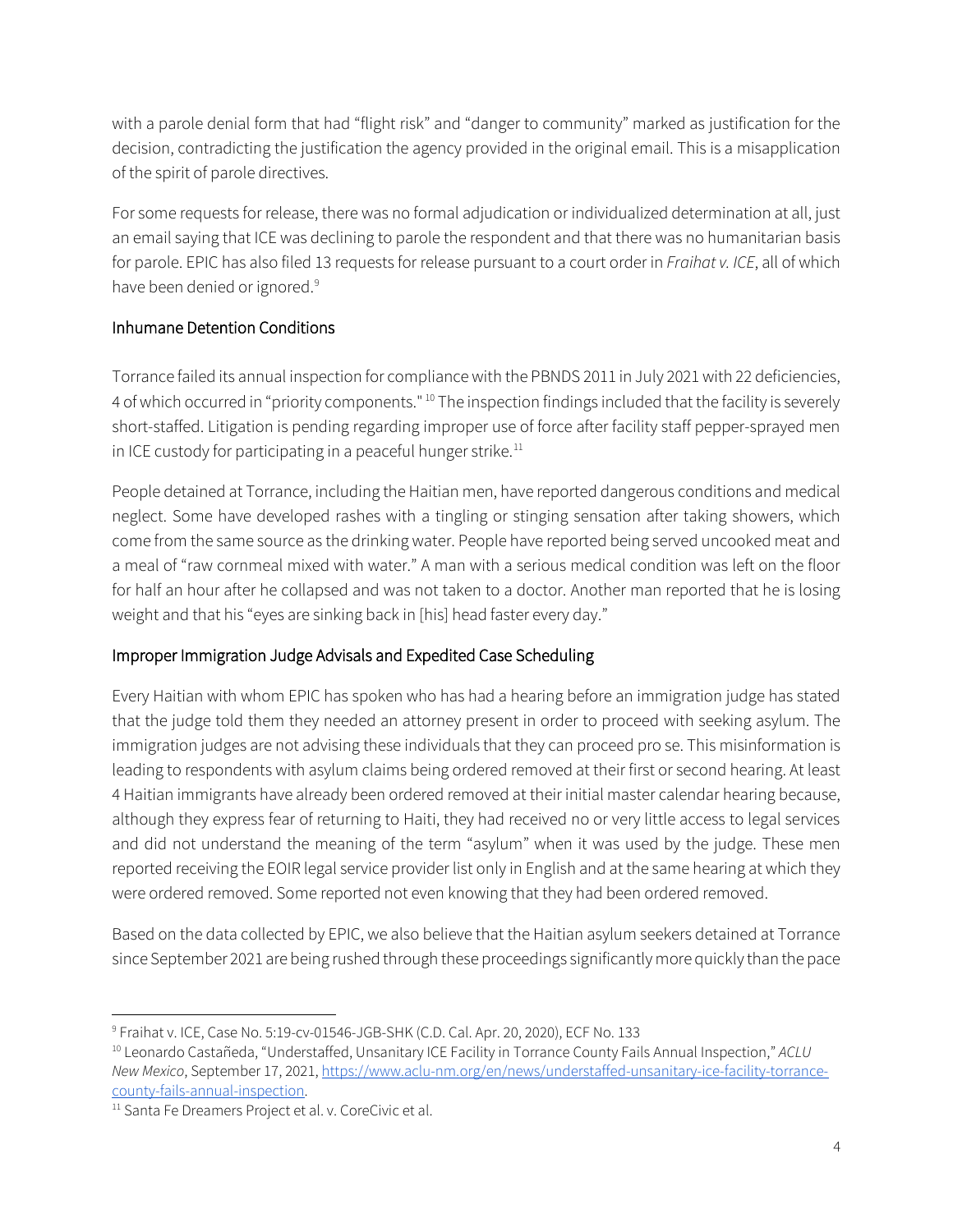with a parole denial form that had "flight risk" and "danger to community" marked as justification for the decision, contradicting the justification the agency provided in the original email. This is a misapplication of the spirit of parole directives.

For some requests for release, there was no formal adjudication or individualized determination at all, just an email saying that ICE was declining to parole the respondent and that there was no humanitarian basis for parole. EPIC has also filed 13 requests for release pursuant to a court order in *Fraihat v. ICE*, all of which have been denied or ignored.[9]

## Inhumane Detention Conditions

Torrance failed its annual inspection for compliance with the PBNDS 2011 in July 2021 with 22 deficiencies, 4 of which occurred in "priority components."[10] The inspection findings included that the facility is severely short-staffed. Litigation is pending regarding improper use of force after facility staff pepper-sprayed men in ICE custody for participating in a peaceful hunger strike.[11]

People detained at Torrance, including the Haitian men, have reported dangerous conditions and medical neglect. Some have developed rashes with a tingling or stinging sensation after taking showers, which come from the same source as the drinking water. People have reported being served uncooked meat and a meal of "raw cornmeal mixed with water." A man with a serious medical condition was left on the floor for half an hour after he collapsed and was not taken to a doctor. Another man reported that he is losing weight and that his "eyes are sinking back in [his] head faster every day."

## Improper Immigration Judge Advisals and Expedited Case Scheduling

Every Haitian with whom EPIC has spoken who has had a hearing before an immigration judge has stated that the judge told them they needed an attorney present in order to proceed with seeking asylum. The immigration judges are not advising these individuals that they can proceed pro se. This misinformation is leading to respondents with asylum claims being ordered removed at their first or second hearing. At least 4 Haitian immigrants have already been ordered removed at their initial master calendar hearing because, although they express fear of returning to Haiti, they had received no or very little access to legal services and did not understand the meaning of the term "asylum" when it was used by the judge. These men reported receiving the EOIR legal service provider list only in English and at the same hearing at which they were ordered removed. Some reported not even knowing that they had been ordered removed.

Based on the data collected by EPIC, we also believe that the Haitian asylum seekers detained at Torrance since September 2021 are being rushed through these proceedings significantly more quickly than the pace

---

[9] Fraihat v. ICE, Case No. 5:19-cv-01546-JGB-SHK (C.D. Cal. Apr. 20, 2020), ECF No. 133

[10] Leonardo Castañeda, "Understaffed, Unsanitary ICE Facility in Torrance County Fails Annual Inspection," *ACLU New Mexico*, September 17, 2021, https://www.aclu-nm.org/en/news/understaffed-unsanitary-ice-facility-torrance-county-fails-annual-inspection.

[11] Santa Fe Dreamers Project et al. v. CoreCivic et al.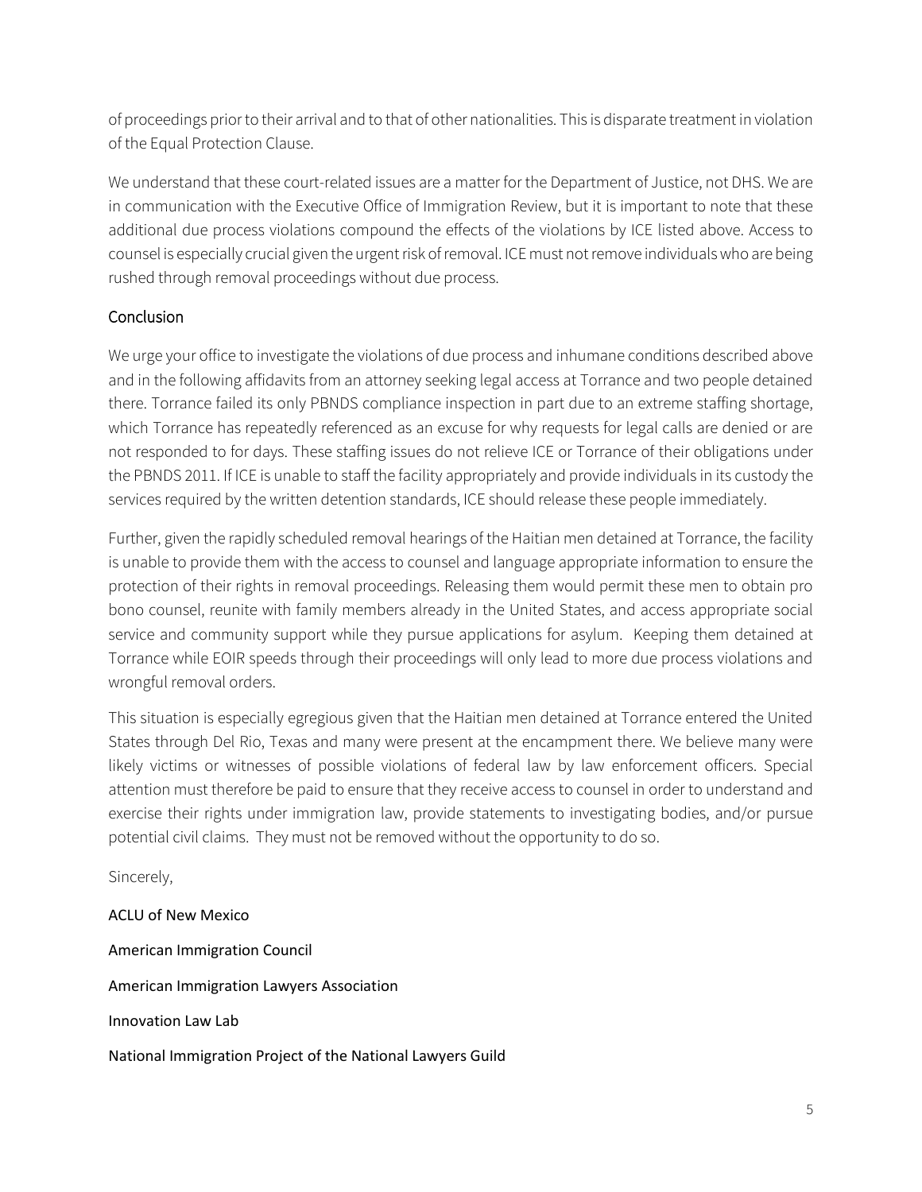of proceedings prior to their arrival and to that of other nationalities. This is disparate treatment in violation of the Equal Protection Clause.

We understand that these court-related issues are a matter for the Department of Justice, not DHS. We are in communication with the Executive Office of Immigration Review, but it is important to note that these additional due process violations compound the effects of the violations by ICE listed above. Access to counsel is especially crucial given the urgent risk of removal. ICE must not remove individuals who are being rushed through removal proceedings without due process.

## Conclusion

We urge your office to investigate the violations of due process and inhumane conditions described above and in the following affidavits from an attorney seeking legal access at Torrance and two people detained there. Torrance failed its only PBNDS compliance inspection in part due to an extreme staffing shortage, which Torrance has repeatedly referenced as an excuse for why requests for legal calls are denied or are not responded to for days. These staffing issues do not relieve ICE or Torrance of their obligations under the PBNDS 2011. If ICE is unable to staff the facility appropriately and provide individuals in its custody the services required by the written detention standards, ICE should release these people immediately.

Further, given the rapidly scheduled removal hearings of the Haitian men detained at Torrance, the facility is unable to provide them with the access to counsel and language appropriate information to ensure the protection of their rights in removal proceedings. Releasing them would permit these men to obtain pro bono counsel, reunite with family members already in the United States, and access appropriate social service and community support while they pursue applications for asylum. Keeping them detained at Torrance while EOIR speeds through their proceedings will only lead to more due process violations and wrongful removal orders.

This situation is especially egregious given that the Haitian men detained at Torrance entered the United States through Del Rio, Texas and many were present at the encampment there. We believe many were likely victims or witnesses of possible violations of federal law by law enforcement officers. Special attention must therefore be paid to ensure that they receive access to counsel in order to understand and exercise their rights under immigration law, provide statements to investigating bodies, and/or pursue potential civil claims. They must not be removed without the opportunity to do so.

Sincerely,

ACLU of New Mexico

American Immigration Council

American Immigration Lawyers Association

Innovation Law Lab

National Immigration Project of the National Lawyers Guild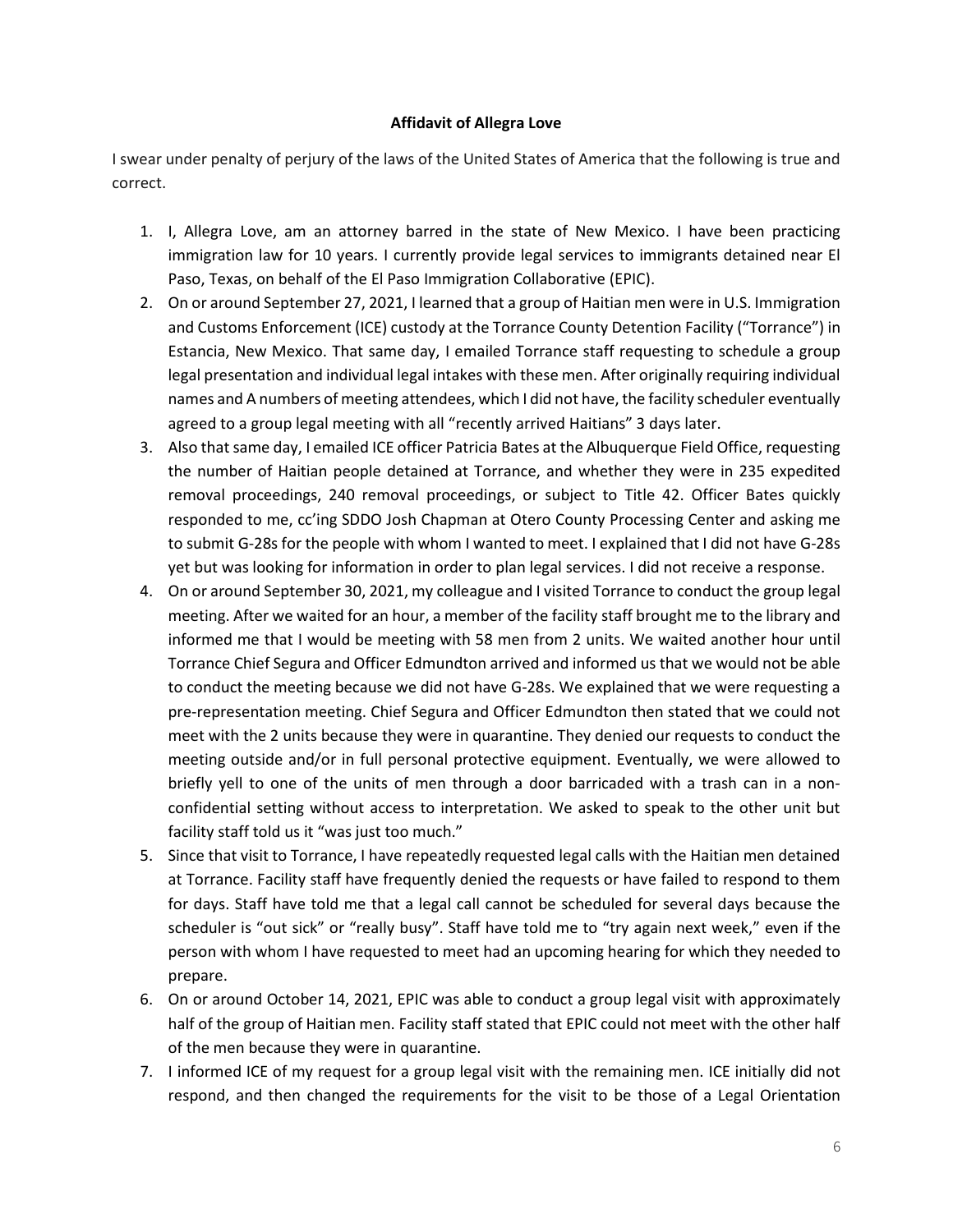**Affidavit of Allegra Love**

I swear under penalty of perjury of the laws of the United States of America that the following is true and correct.

1. I, Allegra Love, am an attorney barred in the state of New Mexico. I have been practicing immigration law for 10 years. I currently provide legal services to immigrants detained near El Paso, Texas, on behalf of the El Paso Immigration Collaborative (EPIC).
2. On or around September 27, 2021, I learned that a group of Haitian men were in U.S. Immigration and Customs Enforcement (ICE) custody at the Torrance County Detention Facility ("Torrance") in Estancia, New Mexico. That same day, I emailed Torrance staff requesting to schedule a group legal presentation and individual legal intakes with these men. After originally requiring individual names and A numbers of meeting attendees, which I did not have, the facility scheduler eventually agreed to a group legal meeting with all "recently arrived Haitians" 3 days later.
3. Also that same day, I emailed ICE officer Patricia Bates at the Albuquerque Field Office, requesting the number of Haitian people detained at Torrance, and whether they were in 235 expedited removal proceedings, 240 removal proceedings, or subject to Title 42. Officer Bates quickly responded to me, cc'ing SDDO Josh Chapman at Otero County Processing Center and asking me to submit G-28s for the people with whom I wanted to meet. I explained that I did not have G-28s yet but was looking for information in order to plan legal services. I did not receive a response.
4. On or around September 30, 2021, my colleague and I visited Torrance to conduct the group legal meeting. After we waited for an hour, a member of the facility staff brought me to the library and informed me that I would be meeting with 58 men from 2 units. We waited another hour until Torrance Chief Segura and Officer Edmundton arrived and informed us that we would not be able to conduct the meeting because we did not have G-28s. We explained that we were requesting a pre-representation meeting. Chief Segura and Officer Edmundton then stated that we could not meet with the 2 units because they were in quarantine. They denied our requests to conduct the meeting outside and/or in full personal protective equipment. Eventually, we were allowed to briefly yell to one of the units of men through a door barricaded with a trash can in a non-confidential setting without access to interpretation. We asked to speak to the other unit but facility staff told us it "was just too much."
5. Since that visit to Torrance, I have repeatedly requested legal calls with the Haitian men detained at Torrance. Facility staff have frequently denied the requests or have failed to respond to them for days. Staff have told me that a legal call cannot be scheduled for several days because the scheduler is "out sick" or "really busy". Staff have told me to "try again next week," even if the person with whom I have requested to meet had an upcoming hearing for which they needed to prepare.
6. On or around October 14, 2021, EPIC was able to conduct a group legal visit with approximately half of the group of Haitian men. Facility staff stated that EPIC could not meet with the other half of the men because they were in quarantine.
7. I informed ICE of my request for a group legal visit with the remaining men. ICE initially did not respond, and then changed the requirements for the visit to be those of a Legal Orientation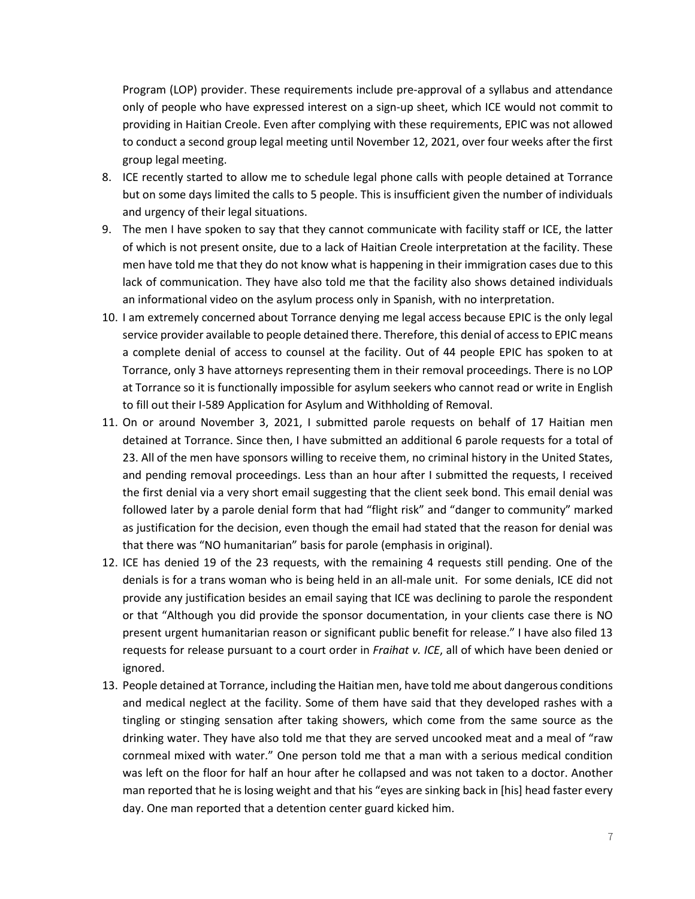Program (LOP) provider. These requirements include pre-approval of a syllabus and attendance only of people who have expressed interest on a sign-up sheet, which ICE would not commit to providing in Haitian Creole. Even after complying with these requirements, EPIC was not allowed to conduct a second group legal meeting until November 12, 2021, over four weeks after the first group legal meeting.

8. ICE recently started to allow me to schedule legal phone calls with people detained at Torrance but on some days limited the calls to 5 people. This is insufficient given the number of individuals and urgency of their legal situations.
9. The men I have spoken to say that they cannot communicate with facility staff or ICE, the latter of which is not present onsite, due to a lack of Haitian Creole interpretation at the facility. These men have told me that they do not know what is happening in their immigration cases due to this lack of communication. They have also told me that the facility also shows detained individuals an informational video on the asylum process only in Spanish, with no interpretation.
10. I am extremely concerned about Torrance denying me legal access because EPIC is the only legal service provider available to people detained there. Therefore, this denial of access to EPIC means a complete denial of access to counsel at the facility. Out of 44 people EPIC has spoken to at Torrance, only 3 have attorneys representing them in their removal proceedings. There is no LOP at Torrance so it is functionally impossible for asylum seekers who cannot read or write in English to fill out their I-589 Application for Asylum and Withholding of Removal.
11. On or around November 3, 2021, I submitted parole requests on behalf of 17 Haitian men detained at Torrance. Since then, I have submitted an additional 6 parole requests for a total of 23. All of the men have sponsors willing to receive them, no criminal history in the United States, and pending removal proceedings. Less than an hour after I submitted the requests, I received the first denial via a very short email suggesting that the client seek bond. This email denial was followed later by a parole denial form that had "flight risk" and "danger to community" marked as justification for the decision, even though the email had stated that the reason for denial was that there was "NO humanitarian" basis for parole (emphasis in original).
12. ICE has denied 19 of the 23 requests, with the remaining 4 requests still pending. One of the denials is for a trans woman who is being held in an all-male unit. For some denials, ICE did not provide any justification besides an email saying that ICE was declining to parole the respondent or that "Although you did provide the sponsor documentation, in your clients case there is NO present urgent humanitarian reason or significant public benefit for release." I have also filed 13 requests for release pursuant to a court order in *Fraihat v. ICE*, all of which have been denied or ignored.
13. People detained at Torrance, including the Haitian men, have told me about dangerous conditions and medical neglect at the facility. Some of them have said that they developed rashes with a tingling or stinging sensation after taking showers, which come from the same source as the drinking water. They have also told me that they are served uncooked meat and a meal of "raw cornmeal mixed with water." One person told me that a man with a serious medical condition was left on the floor for half an hour after he collapsed and was not taken to a doctor. Another man reported that he is losing weight and that his "eyes are sinking back in [his] head faster every day. One man reported that a detention center guard kicked him.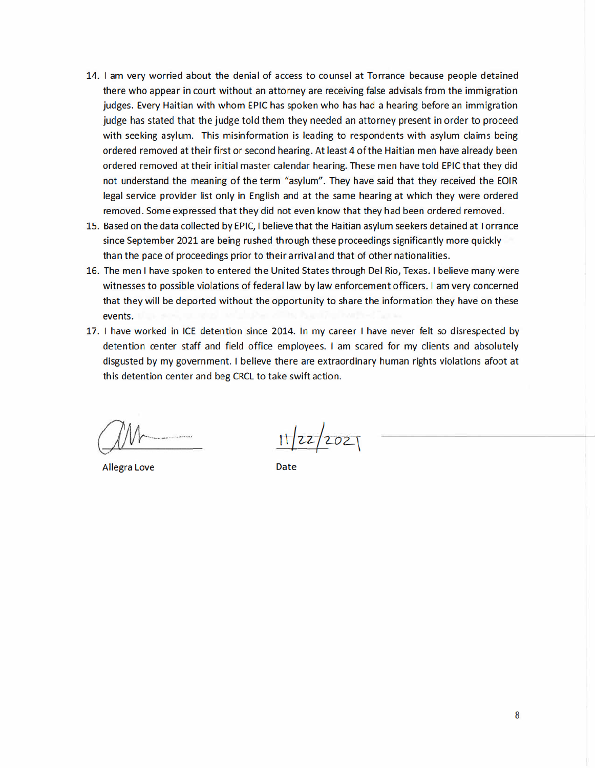14. I am very worried about the denial of access to counsel at Torrance because people detained there who appear in court without an attorney are receiving false advisals from the immigration judges. Every Haitian with whom EPIC has spoken who has had a hearing before an immigration judge has stated that the judge told them they needed an attorney present in order to proceed with seeking asylum. This misinformation is leading to respondents with asylum claims being ordered removed at their first or second hearing. At least 4 of the Haitian men have already been ordered removed at their initial master calendar hearing. These men have told EPIC that they did not understand the meaning of the term "asylum". They have said that they received the EOIR legal service provider list only in English and at the same hearing at which they were ordered removed. Some expressed that they did not even know that they had been ordered removed.
15. Based on the data collected by EPIC, I believe that the Haitian asylum seekers detained at Torrance since September 2021 are being rushed through these proceedings significantly more quickly than the pace of proceedings prior to their arrival and that of other nationalities.
16. The men I have spoken to entered the United States through Del Rio, Texas. I believe many were witnesses to possible violations of federal law by law enforcement officers. I am very concerned that they will be deported without the opportunity to share the information they have on these events.
17. I have worked in ICE detention since 2014. In my career I have never felt so disrespected by detention center staff and field office employees. I am scared for my clients and absolutely disgusted by my government. I believe there are extraordinary human rights violations afoot at this detention center and beg CRCL to take swift action.

[Signature]

Allegra Love

11/22/2021

Date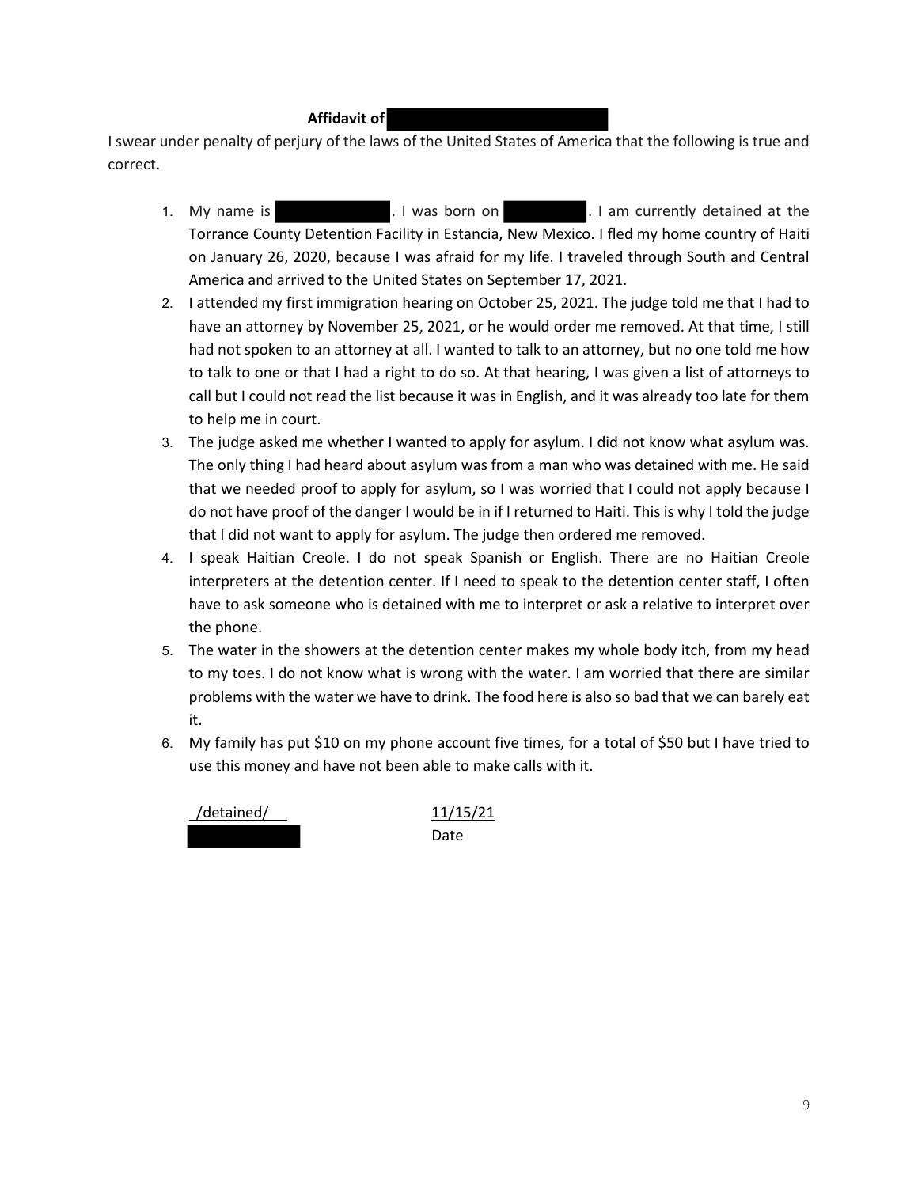**Affidavit of [REDACTED]**

I swear under penalty of perjury of the laws of the United States of America that the following is true and correct.

1. My name is [REDACTED]. I was born on [REDACTED]. I am currently detained at the Torrance County Detention Facility in Estancia, New Mexico. I fled my home country of Haiti on January 26, 2020, because I was afraid for my life. I traveled through South and Central America and arrived to the United States on September 17, 2021.
2. I attended my first immigration hearing on October 25, 2021. The judge told me that I had to have an attorney by November 25, 2021, or he would order me removed. At that time, I still had not spoken to an attorney at all. I wanted to talk to an attorney, but no one told me how to talk to one or that I had a right to do so. At that hearing, I was given a list of attorneys to call but I could not read the list because it was in English, and it was already too late for them to help me in court.
3. The judge asked me whether I wanted to apply for asylum. I did not know what asylum was. The only thing I had heard about asylum was from a man who was detained with me. He said that we needed proof to apply for asylum, so I was worried that I could not apply because I do not have proof of the danger I would be in if I returned to Haiti. This is why I told the judge that I did not want to apply for asylum. The judge then ordered me removed.
4. I speak Haitian Creole. I do not speak Spanish or English. There are no Haitian Creole interpreters at the detention center. If I need to speak to the detention center staff, I often have to ask someone who is detained with me to interpret or ask a relative to interpret over the phone.
5. The water in the showers at the detention center makes my whole body itch, from my head to my toes. I do not know what is wrong with the water. I am worried that there are similar problems with the water we have to drink. The food here is also so bad that we can barely eat it.
6. My family has put $10 on my phone account five times, for a total of $50 but I have tried to use this money and have not been able to make calls with it.

| /detained/ | 11/15/21 |
|---|---|
| [REDACTED] | Date |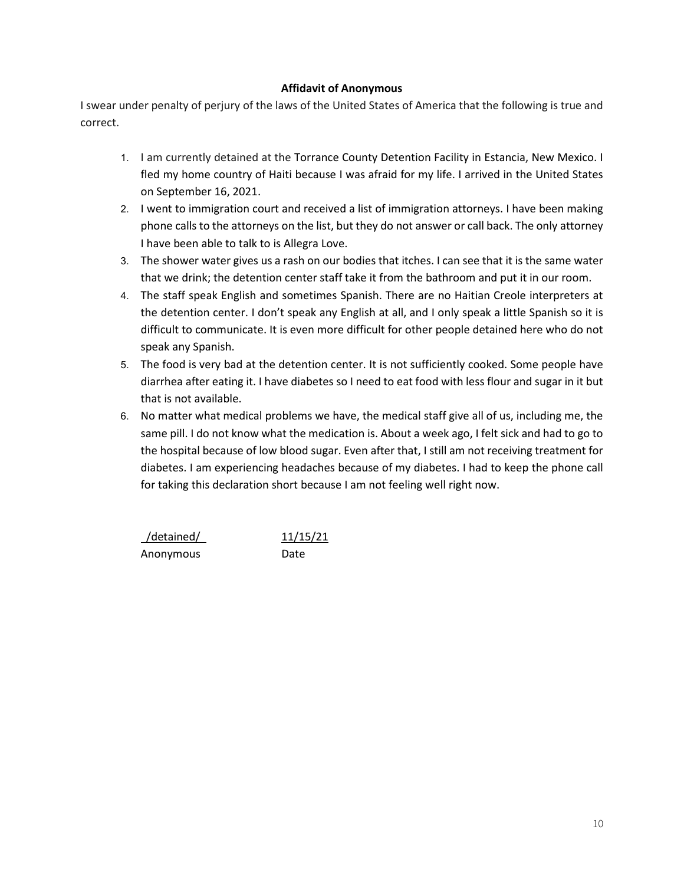**Affidavit of Anonymous**

I swear under penalty of perjury of the laws of the United States of America that the following is true and correct.

1. I am currently detained at the Torrance County Detention Facility in Estancia, New Mexico. I fled my home country of Haiti because I was afraid for my life. I arrived in the United States on September 16, 2021.
2. I went to immigration court and received a list of immigration attorneys. I have been making phone calls to the attorneys on the list, but they do not answer or call back. The only attorney I have been able to talk to is Allegra Love.
3. The shower water gives us a rash on our bodies that itches. I can see that it is the same water that we drink; the detention center staff take it from the bathroom and put it in our room.
4. The staff speak English and sometimes Spanish. There are no Haitian Creole interpreters at the detention center. I don't speak any English at all, and I only speak a little Spanish so it is difficult to communicate. It is even more difficult for other people detained here who do not speak any Spanish.
5. The food is very bad at the detention center. It is not sufficiently cooked. Some people have diarrhea after eating it. I have diabetes so I need to eat food with less flour and sugar in it but that is not available.
6. No matter what medical problems we have, the medical staff give all of us, including me, the same pill. I do not know what the medication is. About a week ago, I felt sick and had to go to the hospital because of low blood sugar. Even after that, I still am not receiving treatment for diabetes. I am experiencing headaches because of my diabetes. I had to keep the phone call for taking this declaration short because I am not feeling well right now.

/detained/ 11/15/21

Anonymous Date